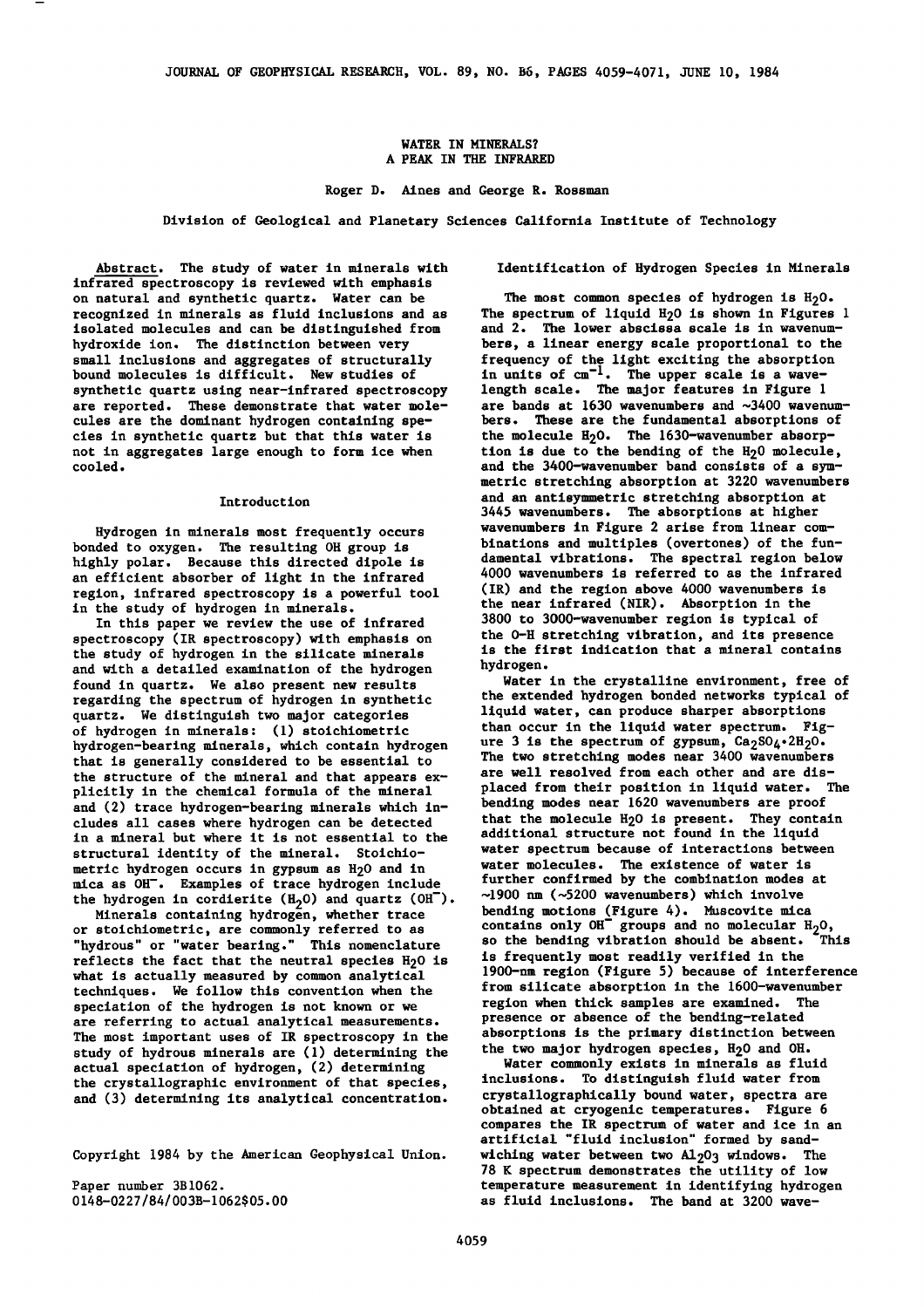# WATER IN MINERALS?
# A PEAK IN THE INFRARED

Roger D. Aines and George R. Rossman

Division of Geological and Planetary Sciences California Institute of Technology

**Abstract.** The study of water in minerals with infrared spectroscopy is reviewed with emphasis on natural and synthetic quartz. Water can be recognized in minerals as fluid inclusions and as isolated molecules and can be distinguished from hydroxide ion. The distinction between very small inclusions and aggregates of structurally bound molecules is difficult. New studies of synthetic quartz using near-infrared spectroscopy are reported. These demonstrate that water molecules are the dominant hydrogen containing species in synthetic quartz but that this water is not in aggregates large enough to form ice when cooled.

## Introduction

Hydrogen in minerals most frequently occurs bonded to oxygen. The resulting OH group is highly polar. Because this directed dipole is an efficient absorber of light in the infrared region, infrared spectroscopy is a powerful tool in the study of hydrogen in minerals.

In this paper we review the use of infrared spectroscopy (IR spectroscopy) with emphasis on the study of hydrogen in the silicate minerals and with a detailed examination of the hydrogen found in quartz. We also present new results regarding the spectrum of hydrogen in synthetic quartz. We distinguish two major categories of hydrogen in minerals: (1) stoichiometric hydrogen-bearing minerals, which contain hydrogen that is generally considered to be essential to the structure of the mineral and that appears explicitly in the chemical formula of the mineral and (2) trace hydrogen-bearing minerals which includes all cases where hydrogen can be detected in a mineral but where it is not essential to the structural identity of the mineral. Stoichiometric hydrogen occurs in gypsum as $H_2O$ and in mica as $OH^-$. Examples of trace hydrogen include the hydrogen in cordierite ($H_2O$) and quartz ($OH^-$).

Minerals containing hydrogen, whether trace or stoichiometric, are commonly referred to as "hydrous" or "water bearing." This nomenclature reflects the fact that the neutral species $H_2O$ is what is actually measured by common analytical techniques. We follow this convention when the speciation of the hydrogen is not known or we are referring to actual analytical measurements. The most important uses of IR spectroscopy in the study of hydrous minerals are (1) determining the actual speciation of hydrogen, (2) determining the crystallographic environment of that species, and (3) determining its analytical concentration.

Copyright 1984 by the American Geophysical Union.

Paper number 3B1062.
0148-0227/84/003B-1062$05.00

## Identification of Hydrogen Species in Minerals

The most common species of hydrogen is $H_2O$. The spectrum of liquid $H_2O$ is shown in Figures 1 and 2. The lower abscissa scale is in wavenumbers, a linear energy scale proportional to the frequency of the light exciting the absorption in units of $cm^{-1}$. The upper scale is a wavelength scale. The major features in Figure 1 are bands at 1630 wavenumbers and ~3400 wavenumbers. These are the fundamental absorptions of the molecule $H_2O$. The 1630-wavenumber absorption is due to the bending of the $H_2O$ molecule, and the 3400-wavenumber band consists of a symmetric stretching absorption at 3220 wavenumbers and an antisymmetric stretching absorption at 3445 wavenumbers. The absorptions at higher wavenumbers in Figure 2 arise from linear combinations and multiples (overtones) of the fundamental vibrations. The spectral region below 4000 wavenumbers is referred to as the infrared (IR) and the region above 4000 wavenumbers is the near infrared (NIR). Absorption in the 3800 to 3000-wavenumber region is typical of the O-H stretching vibration, and its presence is the first indication that a mineral contains hydrogen.

Water in the crystalline environment, free of the extended hydrogen bonded networks typical of liquid water, can produce sharper absorptions than occur in the liquid water spectrum. Figure 3 is the spectrum of gypsum, $Ca_2SO_4 \cdot 2H_2O$. The two stretching modes near 3400 wavenumbers are well resolved from each other and are displaced from their position in liquid water. The bending modes near 1620 wavenumbers are proof that the molecule $H_2O$ is present. They contain additional structure not found in the liquid water spectrum because of interactions between water molecules. The existence of water is further confirmed by the combination modes at ~1900 nm (~5200 wavenumbers) which involve bending motions (Figure 4). Muscovite mica contains only $OH^-$ groups and no molecular $H_2O$, so the bending vibration should be absent. This is frequently most readily verified in the 1900-nm region (Figure 5) because of interference from silicate absorption in the 1600-wavenumber region when thick samples are examined. The presence or absence of the bending-related absorptions is the primary distinction between the two major hydrogen species, $H_2O$ and OH.

Water commonly exists in minerals as fluid inclusions. To distinguish fluid water from crystallographically bound water, spectra are obtained at cryogenic temperatures. Figure 6 compares the IR spectrum of water and ice in an artificial "fluid inclusion" formed by sandwiching water between two $Al_2O_3$ windows. The 78 K spectrum demonstrates the utility of low temperature measurement in identifying hydrogen as fluid inclusions. The band at 3200 wave-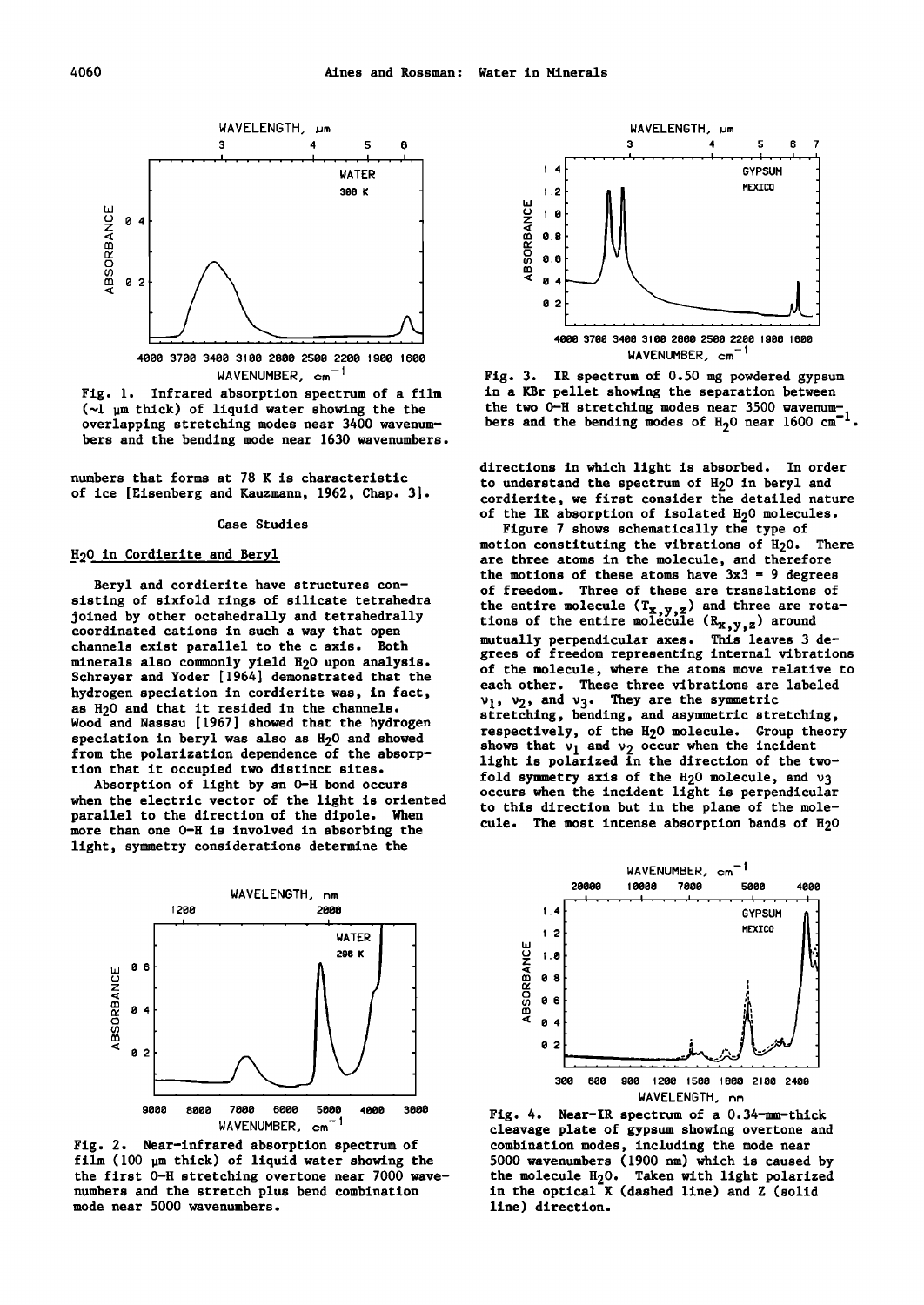Fig. 1. Infrared absorption spectrum of a film (~1 μm thick) of liquid water showing the the overlapping stretching modes near 3400 wavenumbers and the bending mode near 1630 wavenumbers.

Fig. 2. Near-infrared absorption spectrum of film (100 μm thick) of liquid water showing the the first O-H stretching overtone near 7000 wavenumbers and the stretch plus bend combination mode near 5000 wavenumbers.

numbers that forms at 78 K is characteristic of ice [Eisenberg and Kauzmann, 1962, Chap. 3].

## Case Studies

### $H_2O$ in Cordierite and Beryl

Beryl and cordierite have structures consisting of sixfold rings of silicate tetrahedra joined by other octahedrally and tetrahedrally coordinated cations in such a way that open channels exist parallel to the c axis. Both minerals also commonly yield $H_2O$ upon analysis. Schreyer and Yoder [1964] demonstrated that the hydrogen speciation in cordierite was, in fact, as $H_2O$ and that it resided in the channels. Wood and Nassau [1967] showed that the hydrogen speciation in beryl was also as $H_2O$ and showed from the polarization dependence of the absorption that it occupied two distinct sites.

Absorption of light by an O-H bond occurs when the electric vector of the light is oriented parallel to the direction of the dipole. When more than one O-H is involved in absorbing the light, symmetry considerations determine the directions in which light is absorbed. In order to understand the spectrum of $H_2O$ in beryl and cordierite, we first consider the detailed nature of the IR absorption of isolated $H_2O$ molecules.

Figure 7 shows schematically the type of motion constituting the vibrations of $H_2O$. There are three atoms in the molecule, and therefore the motions of these atoms have 3x3 = 9 degrees of freedom. Three of these are translations of the entire molecule ($T_{x,y,z}$) and three are rotations of the entire molecule ($R_{x,y,z}$) around mutually perpendicular axes. This leaves 3 degrees of freedom representing internal vibrations of the molecule, where the atoms move relative to each other. These three vibrations are labeled $\nu_1$, $\nu_2$, and $\nu_3$. They are the symmetric stretching, bending, and asymmetric stretching, respectively, of the $H_2O$ molecule. Group theory shows that $\nu_1$ and $\nu_2$ occur when the incident light is polarized in the direction of the twofold symmetry axis of the $H_2O$ molecule, and $\nu_3$ occurs when the incident light is perpendicular to this direction but in the plane of the molecule. The most intense absorption bands of $H_2O$

Fig. 3. IR spectrum of 0.50 mg powdered gypsum in a KBr pellet showing the separation between the two O-H stretching modes near 3500 wavenumbers and the bending modes of $H_2O$ near 1600 $cm^{-1}$.

Fig. 4. Near-IR spectrum of a 0.34-mm-thick cleavage plate of gypsum showing overtone and combination modes, including the mode near 5000 wavenumbers (1900 nm) which is caused by the molecule $H_2O$. Taken with light polarized in the optical X (dashed line) and Z (solid line) direction.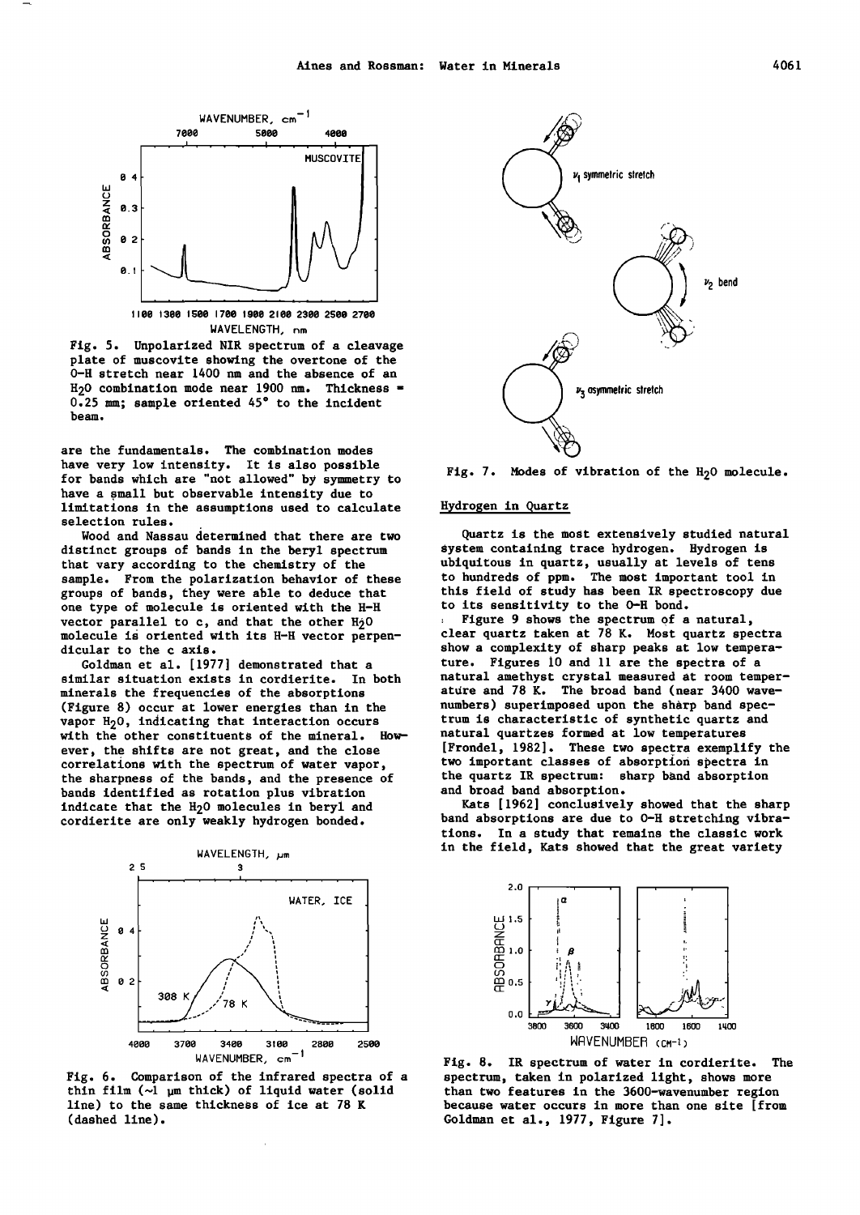Fig. 5. Unpolarized NIR spectrum of a cleavage plate of muscovite showing the overtone of the O-H stretch near 1400 nm and the absence of an $H_2O$ combination mode near 1900 nm. Thickness = 0.25 mm; sample oriented 45° to the incident beam.

are the fundamentals. The combination modes have very low intensity. It is also possible for bands which are "not allowed" by symmetry to have a small but observable intensity due to limitations in the assumptions used to calculate selection rules.

Wood and Nassau determined that there are two distinct groups of bands in the beryl spectrum that vary according to the chemistry of the sample. From the polarization behavior of these groups of bands, they were able to deduce that one type of molecule is oriented with the H-H vector parallel to c, and that the other $H_2O$ molecule is oriented with its H-H vector perpendicular to the c axis.

Goldman et al. [1977] demonstrated that a similar situation exists in cordierite. In both minerals the frequencies of the absorptions (Figure 8) occur at lower energies than in the vapor $H_2O$, indicating that interaction occurs with the other constituents of the mineral. However, the shifts are not great, and the close correlations with the spectrum of water vapor, the sharpness of the bands, and the presence of bands identified as rotation plus vibration indicate that the $H_2O$ molecules in beryl and cordierite are only weakly hydrogen bonded.

Fig. 6. Comparison of the infrared spectra of a thin film (~1 μm thick) of liquid water (solid line) to the same thickness of ice at 78 K (dashed line).

Fig. 7. Modes of vibration of the $H_2O$ molecule.

## Hydrogen in Quartz

Quartz is the most extensively studied natural system containing trace hydrogen. Hydrogen is ubiquitous in quartz, usually at levels of tens to hundreds of ppm. The most important tool in this field of study has been IR spectroscopy due to its sensitivity to the O-H bond.

Figure 9 shows the spectrum of a natural, clear quartz taken at 78 K. Most quartz spectra show a complexity of sharp peaks at low temperature. Figures 10 and 11 are the spectra of a natural amethyst crystal measured at room temperature and 78 K. The broad band (near 3400 wavenumbers) superimposed upon the sharp band spectrum is characteristic of synthetic quartz and natural quartzes formed at low temperatures [Frondel, 1982]. These two spectra exemplify the two important classes of absorption spectra in the quartz IR spectrum: sharp band absorption and broad band absorption.

Kats [1962] conclusively showed that the sharp band absorptions are due to O-H stretching vibrations. In a study that remains the classic work in the field, Kats showed that the great variety

Fig. 8. IR spectrum of water in cordierite. The spectrum, taken in polarized light, shows more than two features in the 3600-wavenumber region because water occurs in more than one site [from Goldman et al., 1977, Figure 7].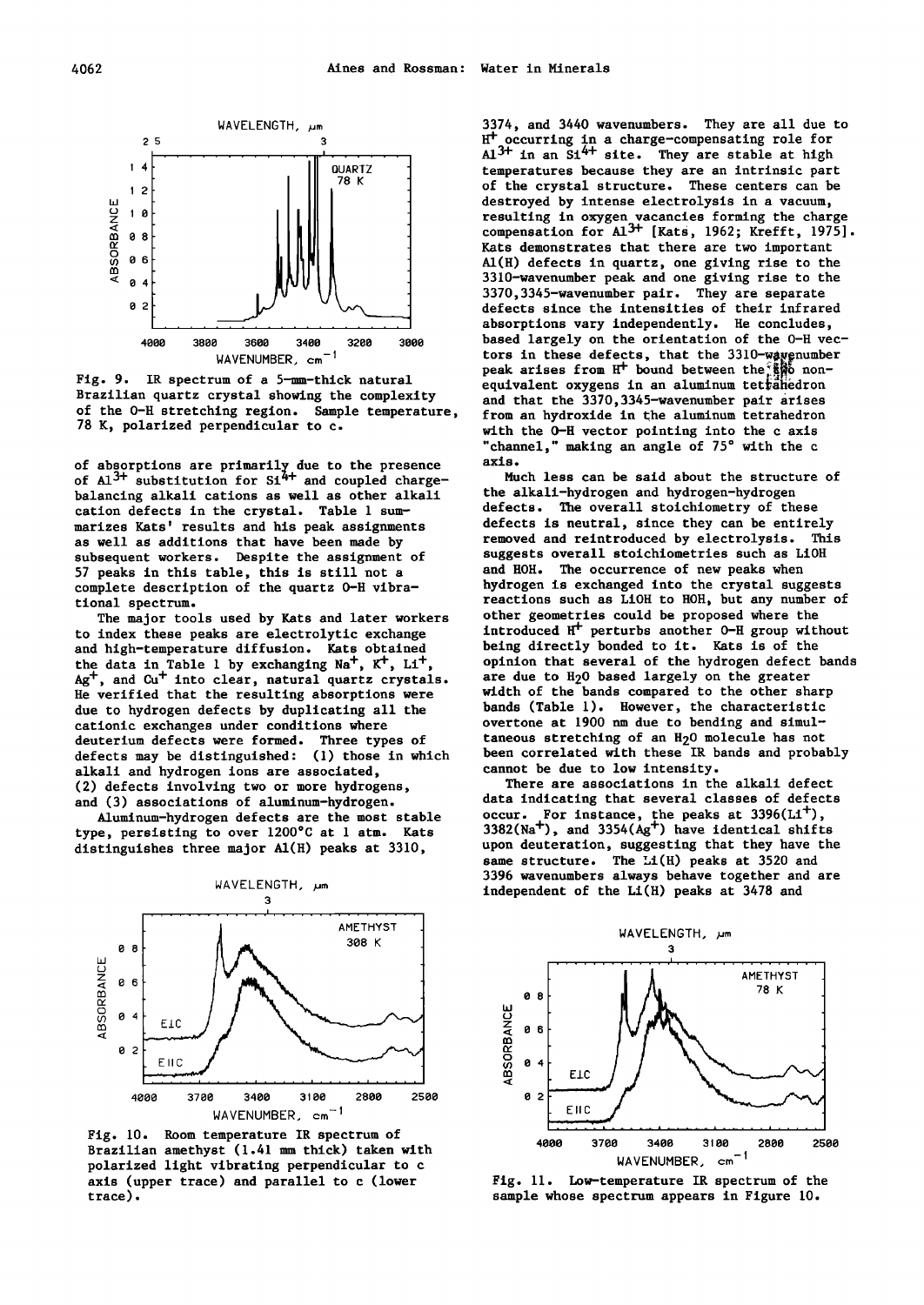Fig. 9. IR spectrum of a 5-mm-thick natural Brazilian quartz crystal showing the complexity of the O-H stretching region. Sample temperature, 78 K, polarized perpendicular to c.

of absorptions are primarily due to the presence of $Al^{3+}$ substitution for $Si^{4+}$ and coupled charge-balancing alkali cations as well as other alkali cation defects in the crystal. Table 1 summarizes Kats' results and his peak assignments as well as additions that have been made by subsequent workers. Despite the assignment of 57 peaks in this table, this is still not a complete description of the quartz O-H vibrational spectrum.

The major tools used by Kats and later workers to index these peaks are electrolytic exchange and high-temperature diffusion. Kats obtained the data in Table 1 by exchanging $Na^+$, $K^+$, $Li^+$, $Ag^+$, and $Cu^+$ into clear, natural quartz crystals. He verified that the resulting absorptions were due to hydrogen defects by duplicating all the cationic exchanges under conditions where deuterium defects were formed. Three types of defects may be distinguished: (1) those in which alkali and hydrogen ions are associated, (2) defects involving two or more hydrogens, and (3) associations of aluminum-hydrogen.

Aluminum-hydrogen defects are the most stable type, persisting to over 1200°C at 1 atm. Kats distinguishes three major Al(H) peaks at 3310, 3374, and 3440 wavenumbers. They are all due to $H^+$ occurring in a charge-compensating role for $Al^{3+}$ in an $Si^{4+}$ site. They are stable at high temperatures because they are an intrinsic part of the crystal structure. These centers can be destroyed by intense electrolysis in a vacuum, resulting in oxygen vacancies forming the charge compensation for $Al^{3+}$ [Kats, 1962; Krefft, 1975]. Kats demonstrates that there are two important Al(H) defects in quartz, one giving rise to the 3310-wavenumber peak and one giving rise to the 3370,3345-wavenumber pair. They are separate defects since the intensities of their infrared absorptions vary independently. He concludes, based largely on the orientation of the O-H vectors in these defects, that the 3310-wavenumber peak arises from $H^+$ bound between the two non-equivalent oxygens in an aluminum tetrahedron and that the 3370,3345-wavenumber pair arises from an hydroxide in the aluminum tetrahedron with the O-H vector pointing into the c axis "channel," making an angle of 75° with the c axis.

Much less can be said about the structure of the alkali-hydrogen and hydrogen-hydrogen defects. The overall stoichiometry of these defects is neutral, since they can be entirely removed and reintroduced by electrolysis. This suggests overall stoichiometries such as LiOH and HOH. The occurrence of new peaks when hydrogen is exchanged into the crystal suggests reactions such as LiOH to HOH, but any number of other geometries could be proposed where the introduced $H^+$ perturbs another O-H group without being directly bonded to it. Kats is of the opinion that several of the hydrogen defect bands are due to $H_2O$ based largely on the greater width of the bands compared to the other sharp bands (Table 1). However, the characteristic overtone at 1900 nm due to bending and simultaneous stretching of an $H_2O$ molecule has not been correlated with these IR bands and probably cannot be due to low intensity.

There are associations in the alkali defect data indicating that several classes of defects occur. For instance, the peaks at 3396($Li^+$), 3382($Na^+$), and 3354($Ag^+$) have identical shifts upon deuteration, suggesting that they have the same structure. The Li(H) peaks at 3520 and 3396 wavenumbers always behave together and are independent of the Li(H) peaks at 3478 and

Fig. 10. Room temperature IR spectrum of Brazilian amethyst (1.41 mm thick) taken with polarized light vibrating perpendicular to c axis (upper trace) and parallel to c (lower trace).

Fig. 11. Low-temperature IR spectrum of the sample whose spectrum appears in Figure 10.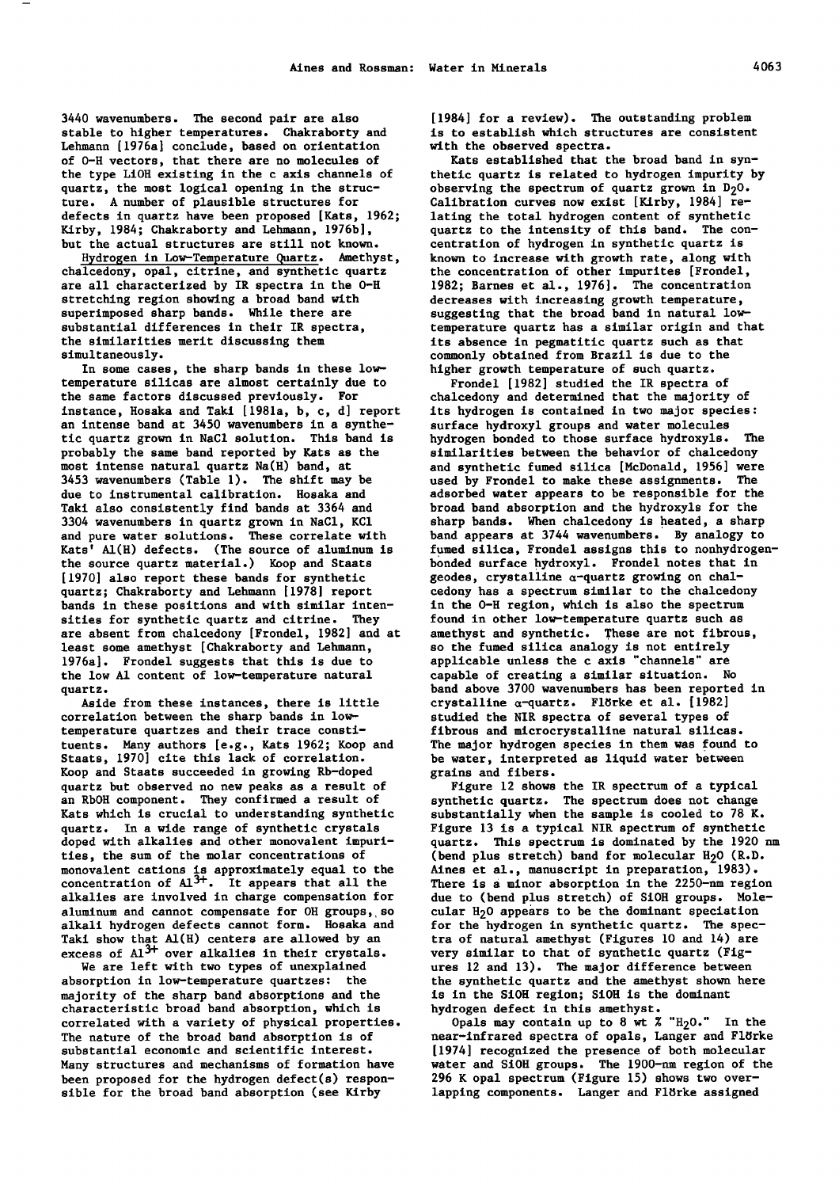3440 wavenumbers. The second pair are also stable to higher temperatures. Chakraborty and Lehmann [1976a] conclude, based on orientation of O-H vectors, that there are no molecules of the type LiOH existing in the c axis channels of quartz, the most logical opening in the structure. A number of plausible structures for defects in quartz have been proposed [Kats, 1962; Kirby, 1984; Chakraborty and Lehmann, 1976b], but the actual structures are still not known.

Hydrogen in Low-Temperature Quartz. Amethyst, chalcedony, opal, citrine, and synthetic quartz are all characterized by IR spectra in the O-H stretching region showing a broad band with superimposed sharp bands. While there are substantial differences in their IR spectra, the similarities merit discussing them simultaneously.

In some cases, the sharp bands in these low-temperature silicas are almost certainly due to the same factors discussed previously. For instance, Hosaka and Taki [1981a, b, c, d] report an intense band at 3450 wavenumbers in a synthetic quartz grown in NaCl solution. This band is probably the same band reported by Kats as the most intense natural quartz Na(H) band, at 3453 wavenumbers (Table 1). The shift may be due to instrumental calibration. Hosaka and Taki also consistently find bands at 3364 and 3304 wavenumbers in quartz grown in NaCl, KCl and pure water solutions. These correlate with Kats' Al(H) defects. (The source of aluminum is the source quartz material.) Koop and Staats [1970] also report these bands for synthetic quartz; Chakraborty and Lehmann [1978] report bands in these positions and with similar intensities for synthetic quartz and citrine. They are absent from chalcedony [Frondel, 1982] and at least some amethyst [Chakraborty and Lehmann, 1976a]. Frondel suggests that this is due to the low Al content of low-temperature natural quartz.

Aside from these instances, there is little correlation between the sharp bands in low-temperature quartzes and their trace constituents. Many authors [e.g., Kats 1962; Koop and Staats, 1970] cite this lack of correlation. Koop and Staats succeeded in growing Rb-doped quartz but observed no new peaks as a result of an RbOH component. They confirmed a result of Kats which is crucial to understanding synthetic quartz. In a wide range of synthetic crystals doped with alkalies and other monovalent impurities, the sum of the molar concentrations of monovalent cations is approximately equal to the concentration of $Al^{3+}$. It appears that all the alkalies are involved in charge compensation for aluminum and cannot compensate for OH groups, so alkali hydrogen defects cannot form. Hosaka and Taki show that Al(H) centers are allowed by an excess of $Al^{3+}$ over alkalies in their crystals.

We are left with two types of unexplained absorption in low-temperature quartzes: the majority of the sharp band absorptions and the characteristic broad band absorption, which is correlated with a variety of physical properties. The nature of the broad band absorption is of substantial economic and scientific interest. Many structures and mechanisms of formation have been proposed for the hydrogen defect(s) responsible for the broad band absorption (see Kirby [1984] for a review). The outstanding problem is to establish which structures are consistent with the observed spectra.

Kats established that the broad band in synthetic quartz is related to hydrogen impurity by observing the spectrum of quartz grown in $D_2O$. Calibration curves now exist [Kirby, 1984] relating the total hydrogen content of synthetic quartz to the intensity of this band. The concentration of hydrogen in synthetic quartz is known to increase with growth rate, along with the concentration of other impurities [Frondel, 1982; Barnes et al., 1976]. The concentration decreases with increasing growth temperature, suggesting that the broad band in natural low-temperature quartz has a similar origin and that its absence in pegmatitic quartz such as that commonly obtained from Brazil is due to the higher growth temperature of such quartz.

Frondel [1982] studied the IR spectra of chalcedony and determined that the majority of its hydrogen is contained in two major species: surface hydroxyl groups and water molecules hydrogen bonded to those surface hydroxyls. The similarities between the behavior of chalcedony and synthetic fumed silica [McDonald, 1956] were used by Frondel to make these assignments. The adsorbed water appears to be responsible for the broad band absorption and the hydroxyls for the sharp bands. When chalcedony is heated, a sharp band appears at 3744 wavenumbers. By analogy to fumed silica, Frondel assigns this to nonhydrogen-bonded surface hydroxyl. Frondel notes that in geodes, crystalline α-quartz growing on chalcedony has a spectrum similar to the chalcedony in the O-H region, which is also the spectrum found in other low-temperature quartz such as amethyst and synthetic. These are not fibrous, so the fumed silica analogy is not entirely applicable unless the c axis "channels" are capable of creating a similar situation. No band above 3700 wavenumbers has been reported in crystalline α-quartz. Flörke et al. [1982] studied the NIR spectra of several types of fibrous and microcrystalline natural silicas. The major hydrogen species in them was found to be water, interpreted as liquid water between grains and fibers.

Figure 12 shows the IR spectrum of a typical synthetic quartz. The spectrum does not change substantially when the sample is cooled to 78 K. Figure 13 is a typical NIR spectrum of synthetic quartz. This spectrum is dominated by the 1920 nm (bend plus stretch) band for molecular $H_2O$ (R.D. Aines et al., manuscript in preparation, 1983). There is a minor absorption in the 2250-nm region due to (bend plus stretch) of SiOH groups. Molecular $H_2O$ appears to be the dominant speciation for the hydrogen in synthetic quartz. The spectra of natural amethyst (Figures 10 and 14) are very similar to that of synthetic quartz (Figures 12 and 13). The major difference between the synthetic quartz and the amethyst shown here is in the SiOH region; SiOH is the dominant hydrogen defect in this amethyst.

Opals may contain up to 8 wt % "$H_2O$." In the near-infrared spectra of opals, Langer and Flörke [1974] recognized the presence of both molecular water and SiOH groups. The 1900-nm region of the 296 K opal spectrum (Figure 15) shows two overlapping components. Langer and Flörke assigned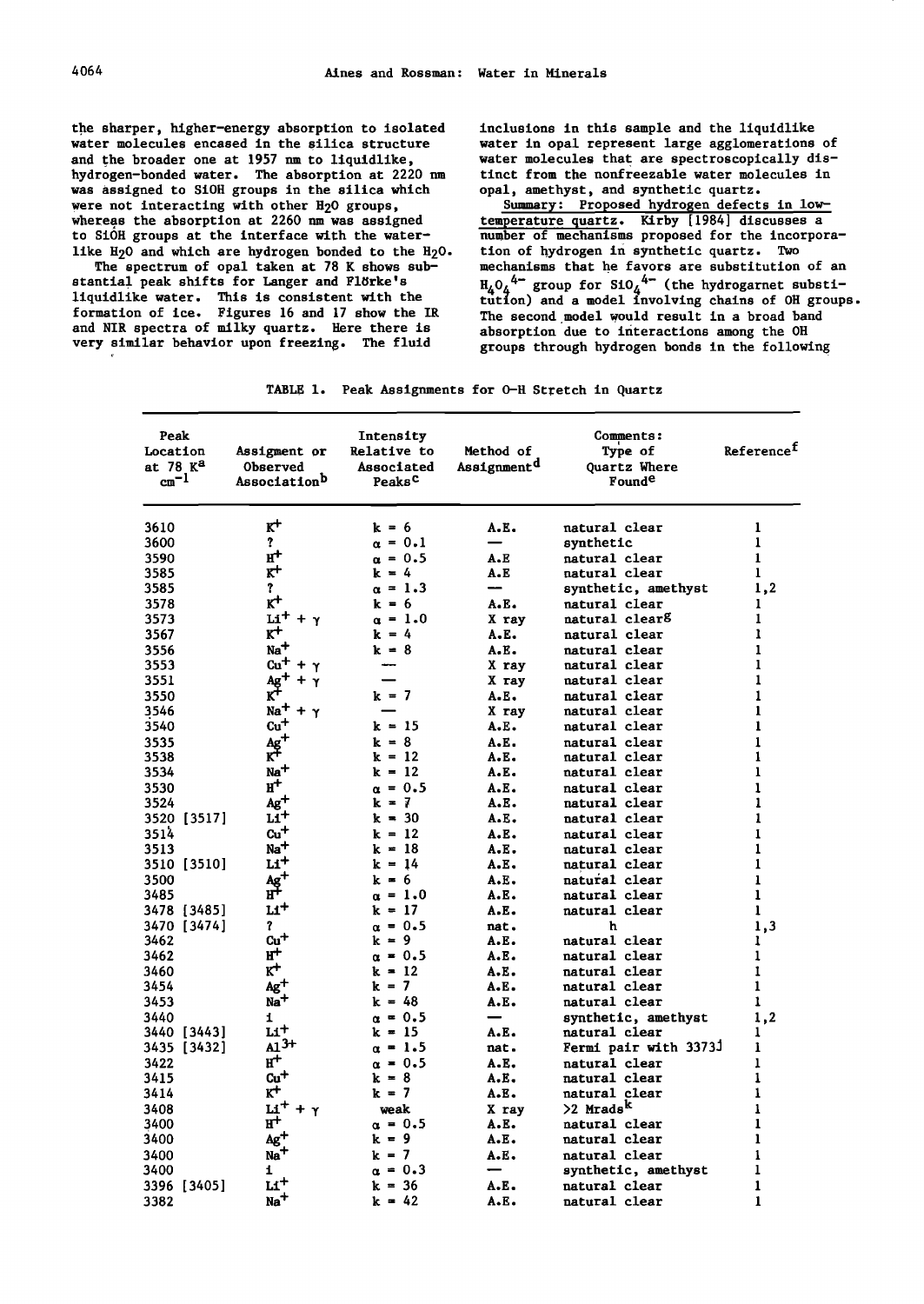the sharper, higher-energy absorption to isolated water molecules encased in the silica structure and the broader one at 1957 nm to liquidlike, hydrogen-bonded water. The absorption at 2220 nm was assigned to SiOH groups in the silica which were not interacting with other $H_2O$ groups, whereas the absorption at 2260 nm was assigned to SiOH groups at the interface with the water-like $H_2O$ and which are hydrogen bonded to the $H_2O$.

The spectrum of opal taken at 78 K shows substantial peak shifts for Langer and Flörke's liquidlike water. This is consistent with the formation of ice. Figures 16 and 17 show the IR and NIR spectra of milky quartz. Here there is very similar behavior upon freezing. The fluid inclusions in this sample and the liquidlike water in opal represent large agglomerations of water molecules that are spectroscopically distinct from the nonfreezable water molecules in opal, amethyst, and synthetic quartz.

Summary: Proposed hydrogen defects in low-temperature quartz. Kirby [1984] discusses a number of mechanisms proposed for the incorporation of hydrogen in synthetic quartz. Two mechanisms that he favors are substitution of an $H_4O_4^{4-}$ group for $SiO_4^{4-}$ (the hydrogarnet substitution) and a model involving chains of OH groups. The second model would result in a broad band absorption due to interactions among the OH groups through hydrogen bonds in the following

TABLE 1. Peak Assignments for O-H Stretch in Quartz

| Peak Location at 78 K[a] $cm^{-1}$ | Assigment or Observed Association[b] | Intensity Relative to Associated Peaks[c] | Method of Assignment[d] | Comments: Type of Quartz Where Found[e] | Reference[f] |
|---|---|---|---|---|---|
| 3610 | $K^+$ | k = 6 | A.E. | natural clear | 1 |
| 3600 | ? | α = 0.1 | — | synthetic | 1 |
| 3590 | $H^+$ | α = 0.5 | A.E | natural clear | 1 |
| 3585 | $K^+$ | k = 4 | A.E | natural clear | 1 |
| 3585 | ? | α = 1.3 | — | synthetic, amethyst | 1,2 |
| 3578 | $K^+$ | k = 6 | A.E. | natural clear | 1 |
| 3573 | $Li^+ + \gamma$ | α = 1.0 | X ray | natural clear[g] | 1 |
| 3567 | $K^+$ | k = 4 | A.E. | natural clear | 1 |
| 3556 | $Na^+$ | k = 8 | A.E. | natural clear | 1 |
| 3553 | $Cu^+ + \gamma$ | — | X ray | natural clear | 1 |
| 3551 | $Ag^+ + \gamma$ | — | X ray | natural clear | 1 |
| 3550 | $K^+$ | k = 7 | A.E. | natural clear | 1 |
| 3546 | $Na^+ + \gamma$ | — | X ray | natural clear | 1 |
| 3540 | $Cu^+$ | k = 15 | A.E. | natural clear | 1 |
| 3535 | $Ag^+$ | k = 8 | A.E. | natural clear | 1 |
| 3538 | $K^+$ | k = 12 | A.E. | natural clear | 1 |
| 3534 | $Na^+$ | k = 12 | A.E. | natural clear | 1 |
| 3530 | $H^+$ | α = 0.5 | A.E. | natural clear | 1 |
| 3524 | $Ag^+$ | k = 7 | A.E. | natural clear | 1 |
| 3520 [3517] | $Li^+$ | k = 30 | A.E. | natural clear | 1 |
| 3514 | $Cu^+$ | k = 12 | A.E. | natural clear | 1 |
| 3513 | $Na^+$ | k = 18 | A.E. | natural clear | 1 |
| 3510 [3510] | $Li^+$ | k = 14 | A.E. | natural clear | 1 |
| 3500 | $Ag^+$ | k = 6 | A.E. | natural clear | 1 |
| 3485 | $H^+$ | α = 1.0 | A.E. | natural clear | 1 |
| 3478 [3485] | $Li^+$ | k = 17 | A.E. | natural clear | 1 |
| 3470 [3474] | ? | α = 0.5 | nat. | h | 1,3 |
| 3462 | $Cu^+$ | k = 9 | A.E. | natural clear | 1 |
| 3462 | $H^+$ | α = 0.5 | A.E. | natural clear | 1 |
| 3460 | $K^+$ | k = 12 | A.E. | natural clear | 1 |
| 3454 | $Ag^+$ | k = 7 | A.E. | natural clear | 1 |
| 3453 | $Na^+$ | k = 48 | A.E. | natural clear | 1 |
| 3440 | i | α = 0.5 | — | synthetic, amethyst | 1,2 |
| 3440 [3443] | $Li^+$ | k = 15 | A.E. | natural clear | 1 |
| 3435 [3432] | $Al^{3+}$ | α = 1.5 | nat. | Fermi pair with 3373[j] | 1 |
| 3422 | $H^+$ | α = 0.5 | A.E. | natural clear | 1 |
| 3415 | $Cu^+$ | k = 8 | A.E. | natural clear | 1 |
| 3414 | $K^+$ | k = 7 | A.E. | natural clear | 1 |
| 3408 | $Li^+ + \gamma$ | weak | X ray | >2 Mrads[k] | 1 |
| 3400 | $H^+$ | α = 0.5 | A.E. | natural clear | 1 |
| 3400 | $Ag^+$ | k = 9 | A.E. | natural clear | 1 |
| 3400 | $Na^+$ | k = 7 | A.E. | natural clear | 1 |
| 3400 | i | α = 0.3 | — | synthetic, amethyst | 1 |
| 3396 [3405] | $Li^+$ | k = 36 | A.E. | natural clear | 1 |
| 3382 | $Na^+$ | k = 42 | A.E. | natural clear | 1 |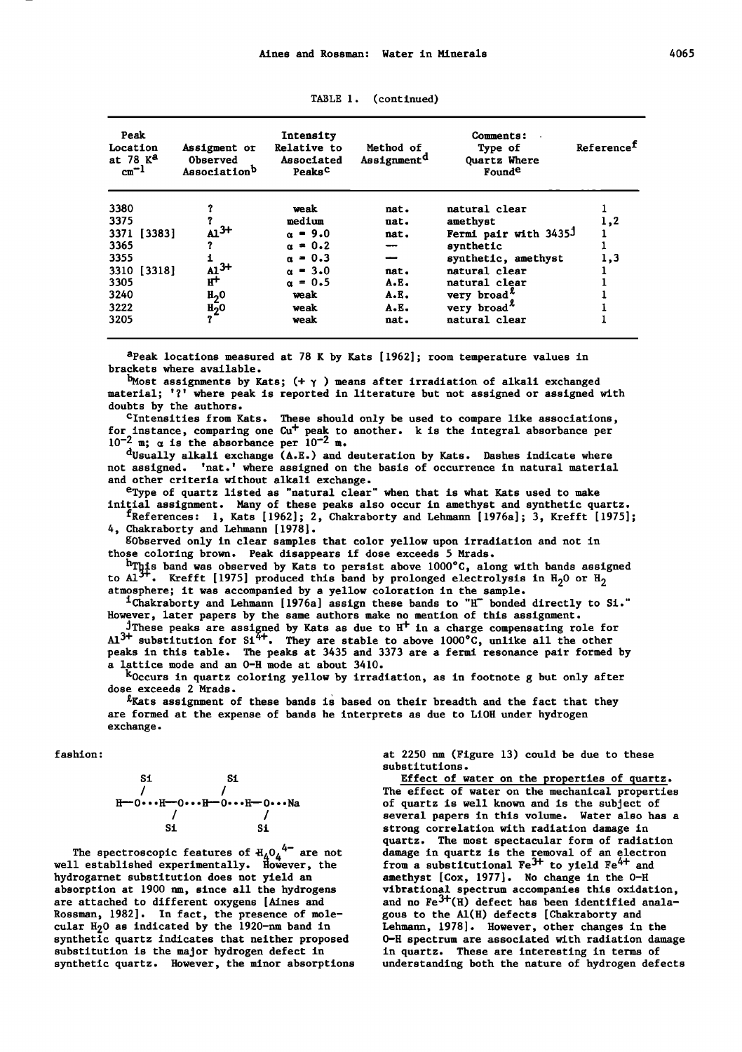TABLE 1. (continued)

| Peak Location at 78 K[a] $cm^{-1}$ | Assigment or Observed Association[b] | Intensity Relative to Associated Peaks[c] | Method of Assignment[d] | Comments: Type of Quartz Where Found[e] | Reference[f] |
|---|---|---|---|---|---|
| 3380 | ? | weak | nat. | natural clear | 1 |
| 3375 | ? | medium | nat. | amethyst | 1,2 |
| 3371 [3383] | $Al^{3+}$ | $\alpha = 9.0$ | nat. | Fermi pair with 3435[j] | 1 |
| 3365 | ? | $\alpha = 0.2$ | — | synthetic | 1 |
| 3355 | i | $\alpha = 0.3$ | — | synthetic, amethyst | 1,3 |
| 3310 [3318] | $Al^{3+}$ | $\alpha = 3.0$ | nat. | natural clear | 1 |
| 3305 | $H^+$ | $\alpha = 0.5$ | A.E. | natural clear | 1 |
| 3240 | $H_2O$ | weak | A.E. | very broad[ℓ] | 1 |
| 3222 | $H_2O$ | weak | A.E. | very broad[ℓ] | 1 |
| 3205 | ? | weak | nat. | natural clear | 1 |

[a]Peak locations measured at 78 K by Kats [1962]; room temperature values in brackets where available.

[b]Most assignments by Kats; (+ γ ) means after irradiation of alkali exchanged material; '?' where peak is reported in literature but not assigned or assigned with doubts by the authors.

[c]Intensities from Kats. These should only be used to compare like associations, for instance, comparing one $Cu^+$ peak to another. k is the integral absorbance per $10^{-2}$ m; α is the absorbance per $10^{-2}$ m.

[d]Usually alkali exchange (A.E.) and deuteration by Kats. Dashes indicate where not assigned. 'nat.' where assigned on the basis of occurrence in natural material and other criteria without alkali exchange.

[e]Type of quartz listed as "natural clear" when that is what Kats used to make initial assignment. Many of these peaks also occur in amethyst and synthetic quartz.

[f]References: 1, Kats [1962]; 2, Chakraborty and Lehmann [1976a]; 3, Krefft [1975]; 4, Chakraborty and Lehmann [1978].

[g]Observed only in clear samples that color yellow upon irradiation and not in those coloring brown. Peak disappears if dose exceeds 5 Mrads.

[h]This band was observed by Kats to persist above 1000°C, along with bands assigned to $Al^{3+}$. Krefft [1975] produced this band by prolonged electrolysis in $H_2O$ or $H_2$ atmosphere; it was accompanied by a yellow coloration in the sample.

[i]Chakraborty and Lehmann [1976a] assign these bands to "$H^-$ bonded directly to Si." However, later papers by the same authors make no mention of this assignment.

[j]These peaks are assigned by Kats as due to $H^+$ in a charge compensating role for $Al^{3+}$ substitution for $Si^{4+}$. They are stable to above 1000°C, unlike all the other peaks in this table. The peaks at 3435 and 3373 are a fermi resonance pair formed by a lattice mode and an O-H mode at about 3410.

[k]Occurs in quartz coloring yellow by irradiation, as in footnote g but only after dose exceeds 2 Mrads.

[ℓ]Kats assignment of these bands is based on their breadth and the fact that they are formed at the expense of bands he interprets as due to LiOH under hydrogen exchange.

fashion:

```
      Si              Si
      /               /
H—O···H—O···H—O···H—O···Na
          /               /
        Si              Si
```

The spectroscopic features of $H_4O_4^{4-}$ are not well established experimentally. However, the hydrogarnet substitution does not yield an absorption at 1900 nm, since all the hydrogens are attached to different oxygens [Aines and Rossman, 1982]. In fact, the presence of molecular $H_2O$ as indicated by the 1920-nm band in synthetic quartz indicates that neither proposed substitution is the major hydrogen defect in synthetic quartz. However, the minor absorptions at 2250 nm (Figure 13) could be due to these substitutions.

Effect of water on the properties of quartz. The effect of water on the mechanical properties of quartz is well known and is the subject of several papers in this volume. Water also has a strong correlation with radiation damage in quartz. The most spectacular form of radiation damage in quartz is the removal of an electron from a substitutional $Fe^{3+}$ to yield $Fe^{4+}$ and amethyst [Cox, 1977]. No change in the O-H vibrational spectrum accompanies this oxidation, and no $Fe^{3+}$(H) defect has been identified analagous to the Al(H) defects [Chakraborty and Lehmann, 1978]. However, other changes in the O-H spectrum are associated with radiation damage in quartz. These are interesting in terms of understanding both the nature of hydrogen defects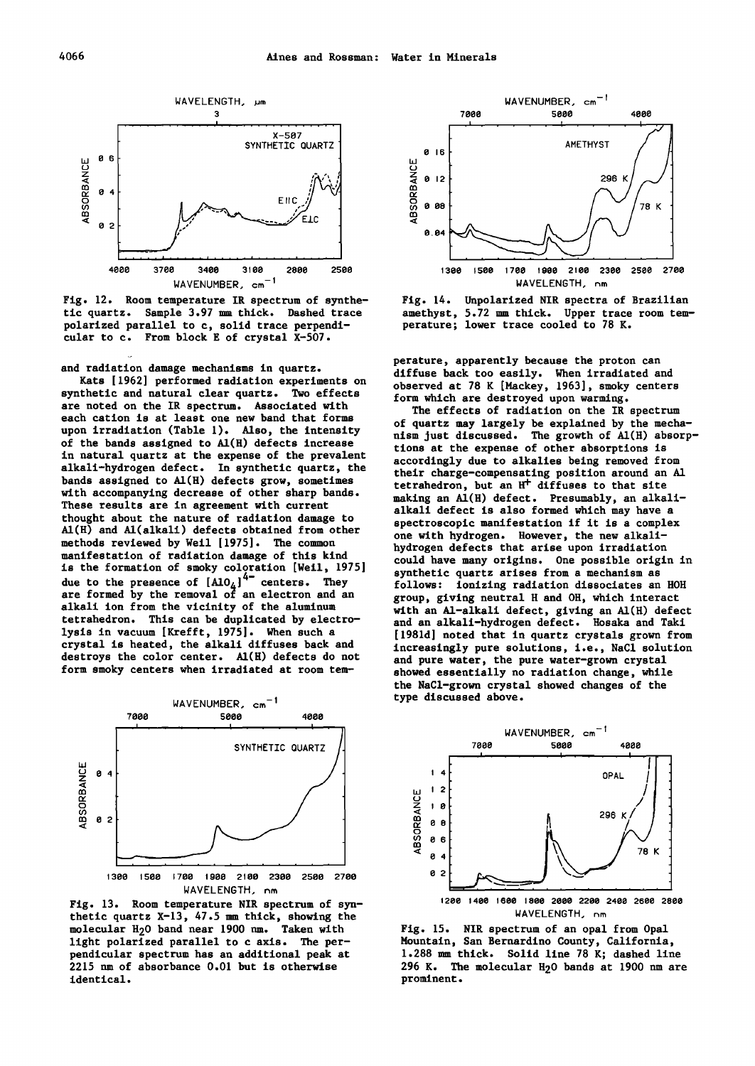Fig. 12. Room temperature IR spectrum of synthetic quartz. Sample 3.97 mm thick. Dashed trace polarized parallel to c, solid trace perpendicular to c. From block E of crystal X-507.

and radiation damage mechanisms in quartz.

Kats [1962] performed radiation experiments on synthetic and natural clear quartz. Two effects are noted on the IR spectrum. Associated with each cation is at least one new band that forms upon irradiation (Table 1). Also, the intensity of the bands assigned to Al(H) defects increase in natural quartz at the expense of the prevalent alkali-hydrogen defect. In synthetic quartz, the bands assigned to Al(H) defects grow, sometimes with accompanying decrease of other sharp bands. These results are in agreement with current thought about the nature of radiation damage to Al(H) and Al(alkali) defects obtained from other methods reviewed by Weil [1975]. The common manifestation of radiation damage of this kind is the formation of smoky coloration [Weil, 1975] due to the presence of $[AlO_4]^{4-}$ centers. They are formed by the removal of an electron and an alkali ion from the vicinity of the aluminum tetrahedron. This can be duplicated by electrolysis in vacuum [Krefft, 1975]. When such a crystal is heated, the alkali diffuses back and destroys the color center. Al(H) defects do not form smoky centers when irradiated at room temperature, apparently because the proton can diffuse back too easily. When irradiated and observed at 78 K [Mackey, 1963], smoky centers form which are destroyed upon warming.

Fig. 13. Room temperature NIR spectrum of synthetic quartz X-13, 47.5 mm thick, showing the molecular $H_2O$ band near 1900 nm. Taken with light polarized parallel to c axis. The perpendicular spectrum has an additional peak at 2215 nm of absorbance 0.01 but is otherwise identical.

Fig. 14. Unpolarized NIR spectra of Brazilian amethyst, 5.72 mm thick. Upper trace room temperature; lower trace cooled to 78 K.

The effects of radiation on the IR spectrum of quartz may largely be explained by the mechanism just discussed. The growth of Al(H) absorptions at the expense of other absorptions is accordingly due to alkalies being removed from their charge-compensating position around an Al tetrahedron, but an $H^+$ diffuses to that site making an Al(H) defect. Presumably, an alkali-alkali defect is also formed which may have a spectroscopic manifestation if it is a complex one with hydrogen. However, the new alkali-hydrogen defects that arise upon irradiation could have many origins. One possible origin in synthetic quartz arises from a mechanism as follows: ionizing radiation dissociates an HOH group, giving neutral H and OH, which interact with an Al-alkali defect, giving an Al(H) defect and an alkali-hydrogen defect. Hosaka and Taki [1981d] noted that in quartz crystals grown from increasingly pure solutions, i.e., NaCl solution and pure water, the pure water-grown crystal showed essentially no radiation change, while the NaCl-grown crystal showed changes of the type discussed above.

Fig. 15. NIR spectrum of an opal from Opal Mountain, San Bernardino County, California, 1.288 mm thick. Solid line 78 K; dashed line 296 K. The molecular $H_2O$ bands at 1900 nm are prominent.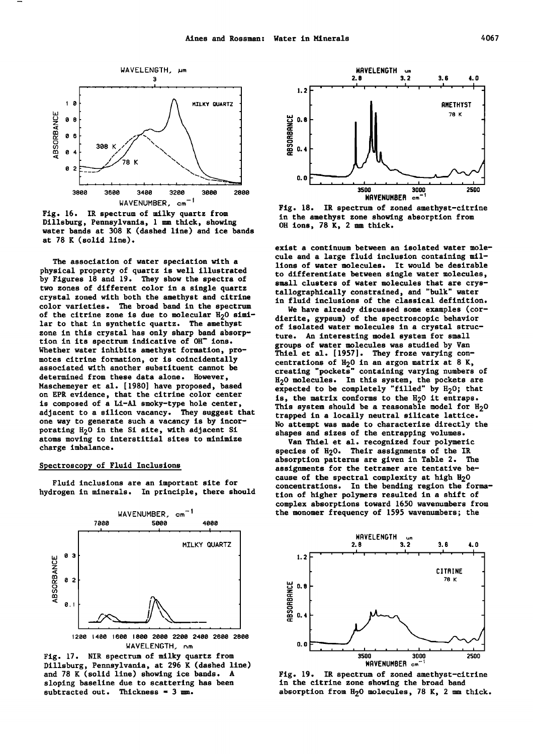Fig. 16. IR spectrum of milky quartz from Dillsburg, Pennsylvania, 1 mm thick, showing water bands at 308 K (dashed line) and ice bands at 78 K (solid line).

The association of water speciation with a physical property of quartz is well illustrated by Figures 18 and 19. They show the spectra of two zones of different color in a single quartz crystal zoned with both the amethyst and citrine color varieties. The broad band in the spectrum of the citrine zone is due to molecular $H_2O$ similar to that in synthetic quartz. The amethyst zone in this crystal has only sharp band absorption in its spectrum indicative of $OH^-$ ions. Whether water inhibits amethyst formation, promotes citrine formation, or is coincidentally associated with another substituent cannot be determined from these data alone. However, Maschemeyer et al. [1980] have proposed, based on EPR evidence, that the citrine color center is composed of a Li-Al smoky-type hole center, adjacent to a silicon vacancy. They suggest that one way to generate such a vacancy is by incorporating $H_2O$ in the Si site, with adjacent Si atoms moving to interstitial sites to minimize charge imbalance.

## Spectroscopy of Fluid Inclusions

Fluid inclusions are an important site for hydrogen in minerals. In principle, there should exist a continuum between an isolated water molecule and a large fluid inclusion containing millions of water molecules. It would be desirable to differentiate between single water molecules, small clusters of water molecules that are crystallographically constrained, and "bulk" water in fluid inclusions of the classical definition.

Fig. 17. NIR spectrum of milky quartz from Dillsburg, Pennsylvania, at 296 K (dashed line) and 78 K (solid line) showing ice bands. A sloping baseline due to scattering has been subtracted out. Thickness = 3 mm.

Fig. 18. IR spectrum of zoned amethyst-citrine in the amethyst zone showing absorption from OH ions, 78 K, 2 mm thick.

We have already discussed some examples (cordierite, gypsum) of the spectroscopic behavior of isolated water molecules in a crystal structure. An interesting model system for small groups of water molecules was studied by Van Thiel et al. [1957]. They froze varying concentrations of $H_2O$ in an argon matrix at 8 K, creating "pockets" containing varying numbers of $H_2O$ molecules. In this system, the pockets are expected to be completely "filled" by $H_2O$; that is, the matrix conforms to the $H_2O$ it entraps. This system should be a reasonable model for $H_2O$ trapped in a locally neutral silicate lattice. No attempt was made to characterize directly the shapes and sizes of the entrapping volumes.

Van Thiel et al. recognized four polymeric species of $H_2O$. Their assignments of the IR absorption patterns are given in Table 2. The assignments for the tetramer are tentative because of the spectral complexity at high $H_2O$ concentrations. In the bending region the formation of higher polymers resulted in a shift of complex absorptions toward 1650 wavenumbers from the monomer frequency of 1595 wavenumbers; the

Fig. 19. IR spectrum of zoned amethyst-citrine in the citrine zone showing the broad band absorption from $H_2O$ molecules, 78 K, 2 mm thick.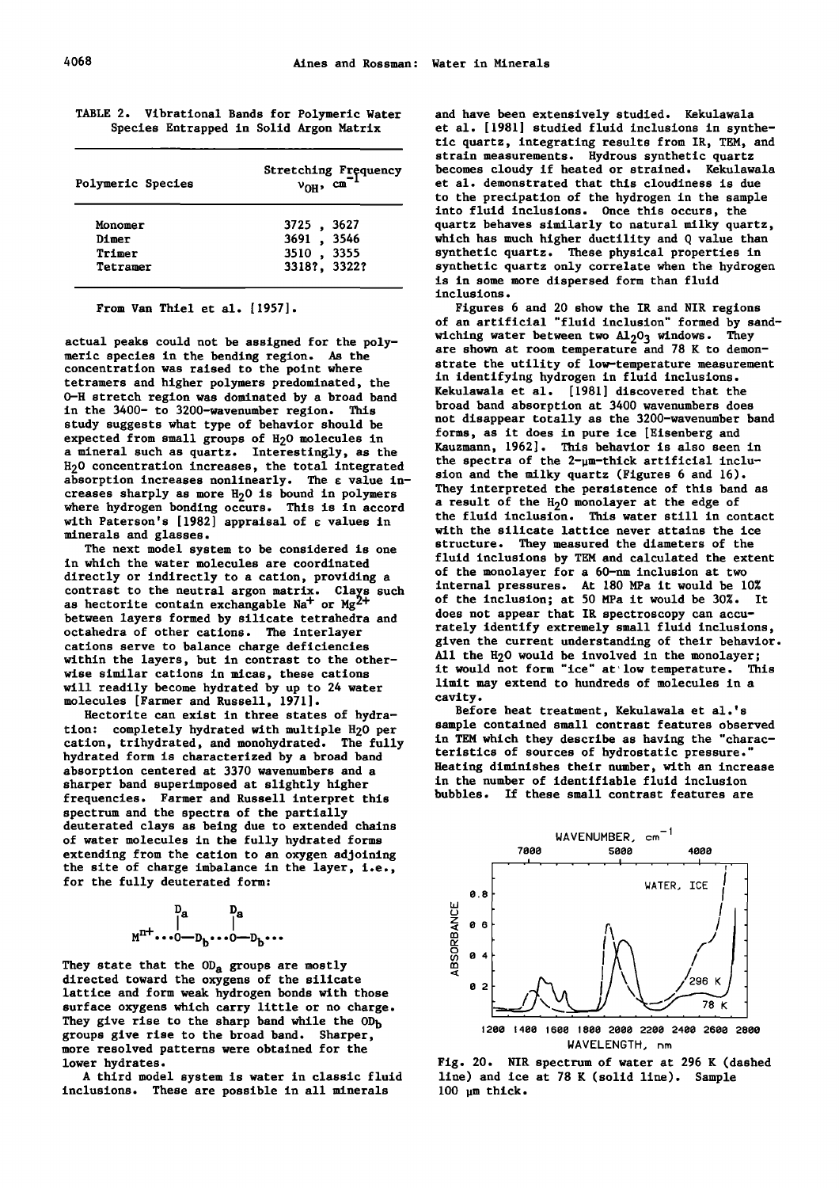TABLE 2. Vibrational Bands for Polymeric Water Species Entrapped in Solid Argon Matrix

| Polymeric Species | Stretching Frequency $\nu_{OH}$, $cm^{-1}$ |
|---|---|
| Monomer | 3725 , 3627 |
| Dimer | 3691 , 3546 |
| Trimer | 3510 , 3355 |
| Tetramer | 3318?, 3322? |

From Van Thiel et al. [1957].

actual peaks could not be assigned for the polymeric species in the bending region. As the concentration was raised to the point where tetramers and higher polymers predominated, the O-H stretch region was dominated by a broad band in the 3400- to 3200-wavenumber region. This study suggests what type of behavior should be expected from small groups of $H_2O$ molecules in a mineral such as quartz. Interestingly, as the $H_2O$ concentration increases, the total integrated absorption increases nonlinearly. The $\varepsilon$ value increases sharply as more $H_2O$ is bound in polymers where hydrogen bonding occurs. This is in accord with Paterson's [1982] appraisal of $\varepsilon$ values in minerals and glasses.

The next model system to be considered is one in which the water molecules are coordinated directly or indirectly to a cation, providing a contrast to the neutral argon matrix. Clays such as hectorite contain exchangable $Na^+$ or $Mg^{2+}$ between layers formed by silicate tetrahedra and octahedra of other cations. The interlayer cations serve to balance charge deficiencies within the layers, but in contrast to the otherwise similar cations in micas, these cations will readily become hydrated by up to 24 water molecules [Farmer and Russell, 1971].

Hectorite can exist in three states of hydration: completely hydrated with multiple $H_2O$ per cation, trihydrated, and monohydrated. The fully hydrated form is characterized by a broad band absorption centered at 3370 wavenumbers and a sharper band superimposed at slightly higher frequencies. Farmer and Russell interpret this spectrum and the spectra of the partially deuterated clays as being due to extended chains of water molecules in the fully hydrated forms extending from the cation to an oxygen adjoining the site of charge imbalance in the layer, i.e., for the fully deuterated form:

$$
\begin{array}{ccccc}
 & D_a & & D_a & \\
 & | & & | & \\
M^{n+}\cdots & O{-}D_b & \cdots & O{-}D_b & \cdots
\end{array}
$$

They state that the $OD_a$ groups are mostly directed toward the oxygens of the silicate lattice and form weak hydrogen bonds with those surface oxygens which carry little or no charge. They give rise to the sharp band while the $OD_b$ groups give rise to the broad band. Sharper, more resolved patterns were obtained for the lower hydrates.

A third model system is water in classic fluid inclusions. These are possible in all minerals and have been extensively studied. Kekulawala et al. [1981] studied fluid inclusions in synthetic quartz, integrating results from IR, TEM, and strain measurements. Hydrous synthetic quartz becomes cloudy if heated or strained. Kekulawala et al. demonstrated that this cloudiness is due to the precipitation of the hydrogen in the sample into fluid inclusions. Once this occurs, the quartz behaves similarly to natural milky quartz, which has much higher ductility and Q value than synthetic quartz. These physical properties in synthetic quartz only correlate when the hydrogen is in some more dispersed form than fluid inclusions.

Figures 6 and 20 show the IR and NIR regions of an artificial "fluid inclusion" formed by sandwiching water between two $Al_2O_3$ windows. They are shown at room temperature and 78 K to demonstrate the utility of low-temperature measurement in identifying hydrogen in fluid inclusions. Kekulawala et al. [1981] discovered that the broad band absorption at 3400 wavenumbers does not disappear totally as the 3200-wavenumber band forms, as it does in pure ice [Eisenberg and Kauzmann, 1962]. This behavior is also seen in the spectra of the 2-μm-thick artificial inclusion and the milky quartz (Figures 6 and 16). They interpreted the persistence of this band as a result of the $H_2O$ monolayer at the edge of the fluid inclusion. This water still in contact with the silicate lattice never attains the ice structure. They measured the diameters of the fluid inclusions by TEM and calculated the extent of the monolayer for a 60-nm inclusion at two internal pressures. At 180 MPa it would be 10% of the inclusion; at 50 MPa it would be 30%. It does not appear that IR spectroscopy can accurately identify extremely small fluid inclusions, given the current understanding of their behavior. All the $H_2O$ would be involved in the monolayer; it would not form "ice" at low temperature. This limit may extend to hundreds of molecules in a cavity.

Before heat treatment, Kekulawala et al.'s sample contained small contrast features observed in TEM which they describe as having the "characteristics of sources of hydrostatic pressure." Heating diminishes their number, with an increase in the number of identifiable fluid inclusion bubbles. If these small contrast features are

Fig. 20. NIR spectrum of water at 296 K (dashed line) and ice at 78 K (solid line). Sample 100 μm thick.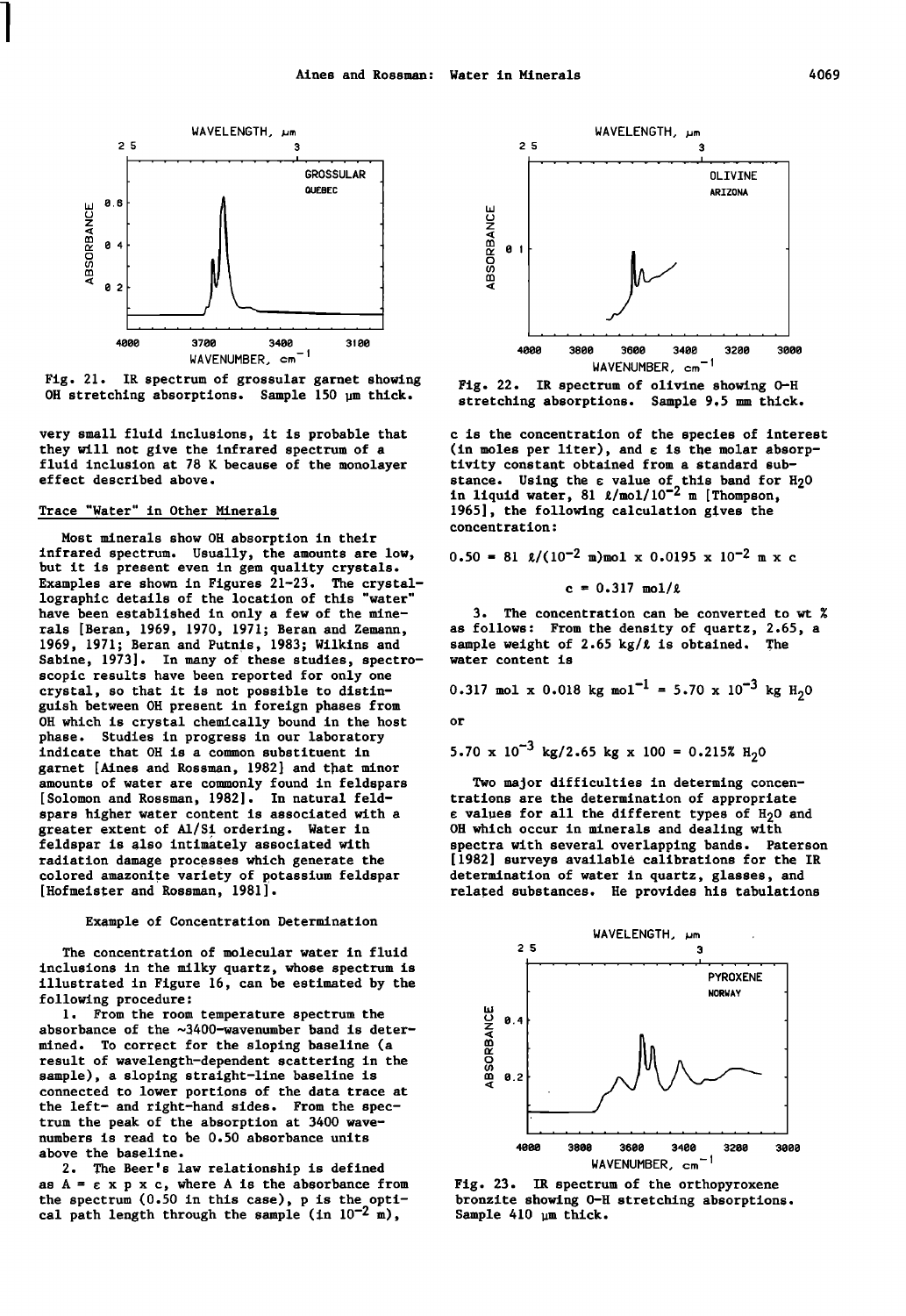Fig. 21. IR spectrum of grossular garnet showing OH stretching absorptions. Sample 150 μm thick.

Fig. 22. IR spectrum of olivine showing O-H stretching absorptions. Sample 9.5 mm thick.

very small fluid inclusions, it is probable that they will not give the infrared spectrum of a fluid inclusion at 78 K because of the monolayer effect described above.

## Trace "Water" in Other Minerals

Most minerals show OH absorption in their infrared spectrum. Usually, the amounts are low, but it is present even in gem quality crystals. Examples are shown in Figures 21-23. The crystallographic details of the location of this "water" have been established in only a few of the minerals [Beran, 1969, 1970, 1971; Beran and Zemann, 1969, 1971; Beran and Putnis, 1983; Wilkins and Sabine, 1973]. In many of these studies, spectroscopic results have been reported for only one crystal, so that it is not possible to distinguish between OH present in foreign phases from OH which is crystal chemically bound in the host phase. Studies in progress in our laboratory indicate that OH is a common substituent in garnet [Aines and Rossman, 1982] and that minor amounts of water are commonly found in feldspars [Solomon and Rossman, 1982]. In natural feldspars higher water content is associated with a greater extent of Al/Si ordering. Water in feldspar is also intimately associated with radiation damage processes which generate the colored amazonite variety of potassium feldspar [Hofmeister and Rossman, 1981].

## Example of Concentration Determination

The concentration of molecular water in fluid inclusions in the milky quartz, whose spectrum is illustrated in Figure 16, can be estimated by the following procedure:

1. From the room temperature spectrum the absorbance of the ~3400-wavenumber band is determined. To correct for the sloping baseline (a result of wavelength-dependent scattering in the sample), a sloping straight-line baseline is connected to lower portions of the data trace at the left- and right-hand sides. From the spectrum the peak of the absorption at 3400 wavenumbers is read to be 0.50 absorbance units above the baseline.
2. The Beer's law relationship is defined as $A = \varepsilon \times p \times c$, where A is the absorbance from the spectrum (0.50 in this case), p is the optical path length through the sample (in $10^{-2}$ m), c is the concentration of the species of interest (in moles per liter), and $\varepsilon$ is the molar absorptivity constant obtained from a standard substance. Using the $\varepsilon$ value of this band for $H_2O$ in liquid water, 81 $\ell/\text{mol}/10^{-2}$ m [Thompson, 1965], the following calculation gives the concentration:

$$0.50 = 81\ \ell/(10^{-2}\ \text{m})\text{mol} \times 0.0195 \times 10^{-2}\ \text{m} \times c$$

$$c = 0.317\ \text{mol}/\ell$$

3. The concentration can be converted to wt % as follows: From the density of quartz, 2.65, a sample weight of 2.65 kg/$\ell$ is obtained. The water content is

$$0.317\ \text{mol} \times 0.018\ \text{kg mol}^{-1} = 5.70 \times 10^{-3}\ \text{kg}\ H_2O$$

or

$$5.70 \times 10^{-3}\ \text{kg}/2.65\ \text{kg} \times 100 = 0.215\%\ H_2O$$

Two major difficulties in determing concentrations are the determination of appropriate $\varepsilon$ values for all the different types of $H_2O$ and OH which occur in minerals and dealing with spectra with several overlapping bands. Paterson [1982] surveys available calibrations for the IR determination of water in quartz, glasses, and related substances. He provides his tabulations

Fig. 23. IR spectrum of the orthopyroxene bronzite showing O-H stretching absorptions. Sample 410 μm thick.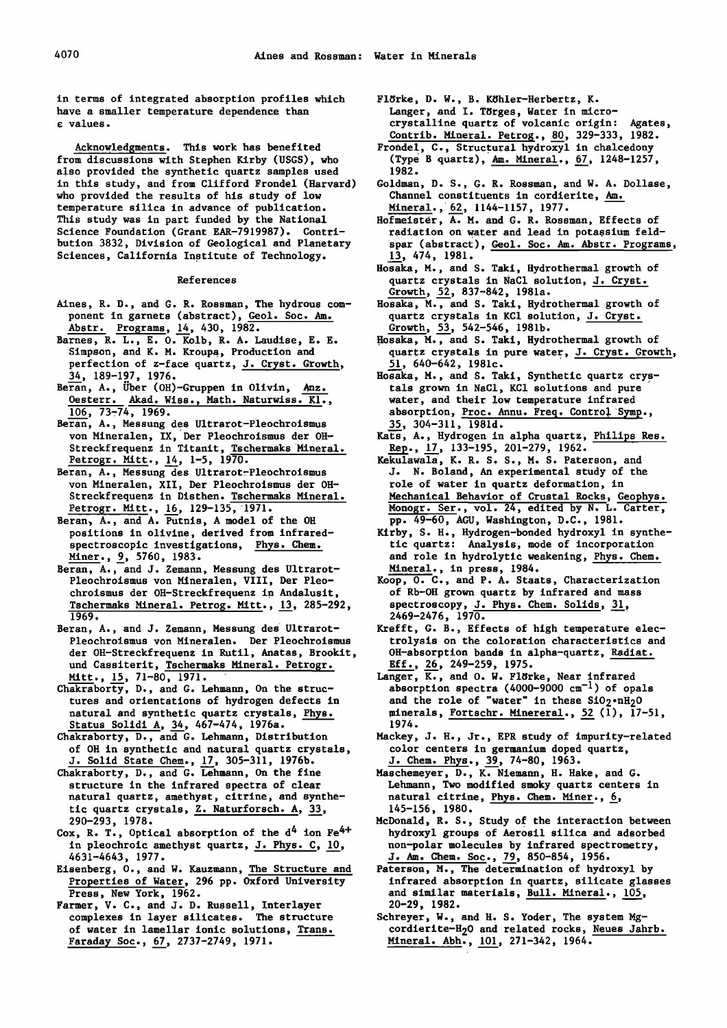in terms of integrated absorption profiles which have a smaller temperature dependence than ε values.

Acknowledgments. This work has benefited from discussions with Stephen Kirby (USGS), who also provided the synthetic quartz samples used in this study, and from Clifford Frondel (Harvard) who provided the results of his study of low temperature silica in advance of publication. This study was in part funded by the National Science Foundation (Grant EAR-7919987). Contribution 3832, Division of Geological and Planetary Sciences, California Institute of Technology.

## References

Aines, R. D., and G. R. Rossman, The hydrous component in garnets (abstract), Geol. Soc. Am. Abstr. Programs, 14, 430, 1982.

Barnes, R. L., E. O. Kolb, R. A. Laudise, E. E. Simpson, and K. M. Kroupa, Production and perfection of z-face quartz, J. Cryst. Growth, 34, 189-197, 1976.

Beran, A., Über (OH)-Gruppen in Olivin, Anz. Oesterr. Akad. Wiss., Math. Naturwiss. Kl., 106, 73-74, 1969.

Beran, A., Messung des Ultrarot-Pleochroismus von Mineralen, IX, Der Pleochroismus der OH-Streckfrequenz in Titanit, Tschermaks Mineral. Petrogr. Mitt., 14, 1-5, 1970.

Beran, A., Messung des Ultrarot-Pleochroismus von Mineralen, XII, Der Pleochroismus der OH-Streckfrequenz in Disthen. Tschermaks Mineral. Petrogr. Mitt., 16, 129-135, 1971.

Beran, A., and A. Putnis, A model of the OH positions in olivine, derived from infrared-spectroscopic investigations, Phys. Chem. Miner., 9, 5760, 1983.

Beran, A., and J. Zemann, Messung des Ultrarot-Pleochroismus von Mineralen, VIII, Der Pleochroismus der OH-Streckfrequenz in Andalusit, Tschermaks Mineral. Petrog. Mitt., 13, 285-292, 1969.

Beran, A., and J. Zemann, Messung des Ultrarot-Pleochroismus von Mineralen. Der Pleochroismus der OH-Streckfrequenz in Rutil, Anatas, Brookit, und Cassiterit, Tschermaks Mineral. Petrogr. Mitt., 15, 71-80, 1971.

Chakraborty, D., and G. Lehmann, On the structures and orientations of hydrogen defects in natural and synthetic quartz crystals, Phys. Status Solidi A, 34, 467-474, 1976a.

Chakraborty, D., and G. Lehmann, Distribution of OH in synthetic and natural quartz crystals, J. Solid State Chem., 17, 305-311, 1976b.

Chakraborty, D., and G. Lehmann, On the fine structure in the infrared spectra of clear natural quartz, amethyst, citrine, and synthetic quartz crystals, Z. Naturforsch. A, 33, 290-293, 1978.

Cox, R. T., Optical absorption of the $d^4$ ion $Fe^{4+}$ in pleochroic amethyst quartz, J. Phys. C, 10, 4631-4643, 1977.

Eisenberg, O., and W. Kauzmann, The Structure and Properties of Water, 296 pp. Oxford University Press, New York, 1962.

Farmer, V. C., and J. D. Russell, Interlayer complexes in layer silicates. The structure of water in lamellar ionic solutions, Trans. Faraday Soc., 67, 2737-2749, 1971.

Flörke, D. W., B. Köhler-Herbertz, K. Langer, and I. Törges, Water in microcrystalline quartz of volcanic origin: Agates, Contrib. Mineral. Petrog., 80, 329-333, 1982.

Frondel, C., Structural hydroxyl in chalcedony (Type B quartz), Am. Mineral., 67, 1248-1257, 1982.

Goldman, D. S., G. R. Rossman, and W. A. Dollase, Channel constituents in cordierite, Am. Mineral., 62, 1144-1157, 1977.

Hofmeister, A. M. and G. R. Rossman, Effects of radiation on water and lead in potassium feldspar (abstract), Geol. Soc. Am. Abstr. Programs, 13, 474, 1981.

Hosaka, M., and S. Taki, Hydrothermal growth of quartz crystals in NaCl solution, J. Cryst. Growth, 52, 837-842, 1981a.

Hosaka, M., and S. Taki, Hydrothermal growth of quartz crystals in KCl solution, J. Cryst. Growth, 53, 542-546, 1981b.

Hosaka, M., and S. Taki, Hydrothermal growth of quartz crystals in pure water, J. Cryst. Growth, 51, 640-642, 1981c.

Hosaka, M., and S. Taki, Synthetic quartz crystals grown in NaCl, KCl solutions and pure water, and their low temperature infrared absorption, Proc. Annu. Freq. Control Symp., 35, 304-311, 1981d.

Kats, A., Hydrogen in alpha quartz, Philips Res. Rep., 17, 133-195, 201-279, 1962.

Kekulawala, K. R. S. S., M. S. Paterson, and J. N. Boland, An experimental study of the role of water in quartz deformation, in Mechanical Behavior of Crustal Rocks, Geophys. Monogr. Ser., vol. 24, edited by N. L. Carter, pp. 49-60, AGU, Washington, D.C., 1981.

Kirby, S. H., Hydrogen-bonded hydroxyl in synthetic quartz: Analysis, mode of incorporation and role in hydrolytic weakening, Phys. Chem. Mineral., in press, 1984.

Koop, O. C., and P. A. Staats, Characterization of Rb-OH grown quartz by infrared and mass spectroscopy, J. Phys. Chem. Solids, 31, 2469-2476, 1970.

Krefft, G. B., Effects of high temperature electrolysis on the coloration characteristics and OH-absorption bands in alpha-quartz, Radiat. Eff., 26, 249-259, 1975.

Langer, K., and O. W. Flörke, Near infrared absorption spectra (4000-9000 $cm^{-1}$) of opals and the role of "water" in these $SiO_2 \cdot nH_2O$ minerals, Fortschr. Minereral., 52 (1), 17-51, 1974.

Mackey, J. H., Jr., EPR study of impurity-related color centers in germanium doped quartz, J. Chem. Phys., 39, 74-80, 1963.

Maschemeyer, D., K. Niemann, H. Hake, and G. Lehmann, Two modified smoky quartz centers in natural citrine, Phys. Chem. Miner., 6, 145-156, 1980.

McDonald, R. S., Study of the interaction between hydroxyl groups of Aerosil silica and adsorbed non-polar molecules by infrared spectrometry, J. Am. Chem. Soc., 79, 850-854, 1956.

Paterson, M., The determination of hydroxyl by infrared absorption in quartz, silicate glasses and similar materials, Bull. Mineral., 105, 20-29, 1982.

Schreyer, W., and H. S. Yoder, The system Mg-cordierite-$H_2O$ and related rocks, Neues Jahrb. Mineral. Abh., 101, 271-342, 1964.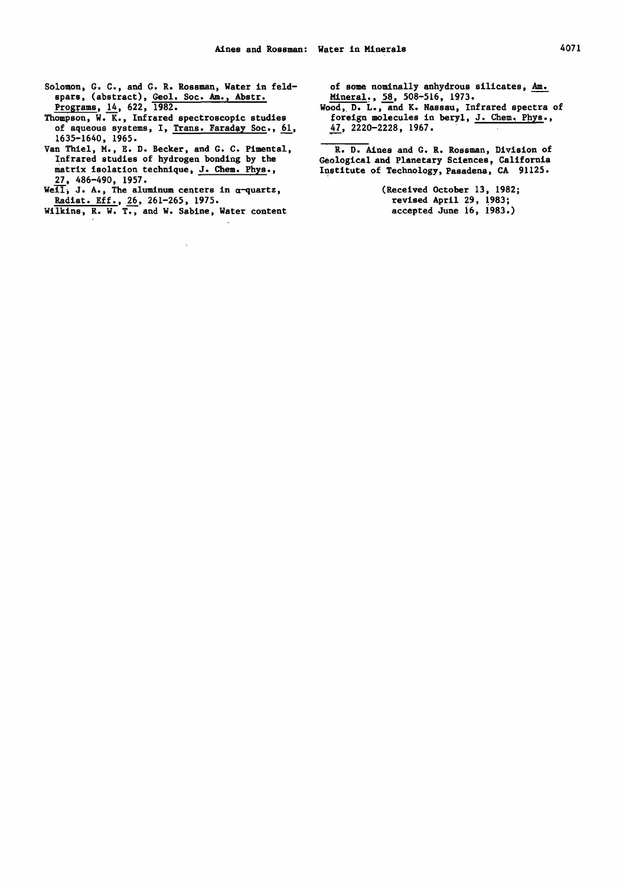Solomon, G. C., and G. R. Rossman, Water in feldspars, (abstract), Geol. Soc. Am., Abstr. Programs, 14, 622, 1982.

Thompson, W. K., Infrared spectroscopic studies of aqueous systems, I, Trans. Faraday Soc., 61, 1635-1640, 1965.

Van Thiel, M., E. D. Becker, and G. C. Pimental, Infrared studies of hydrogen bonding by the matrix isolation technique, J. Chem. Phys., 27, 486-490, 1957.

Weil, J. A., The aluminum centers in α-quartz, Radiat. Eff., 26, 261-265, 1975.

Wilkins, R. W. T., and W. Sabine, Water content of some nominally anhydrous silicates, Am. Mineral., 58, 508-516, 1973.

Wood, D. L., and K. Nassau, Infrared spectra of foreign molecules in beryl, J. Chem. Phys., 47, 2220-2228, 1967.

---

R. D. Aines and G. R. Rossman, Division of Geological and Planetary Sciences, California Institute of Technology, Pasadena, CA 91125.

(Received October 13, 1982;
revised April 29, 1983;
accepted June 16, 1983.)